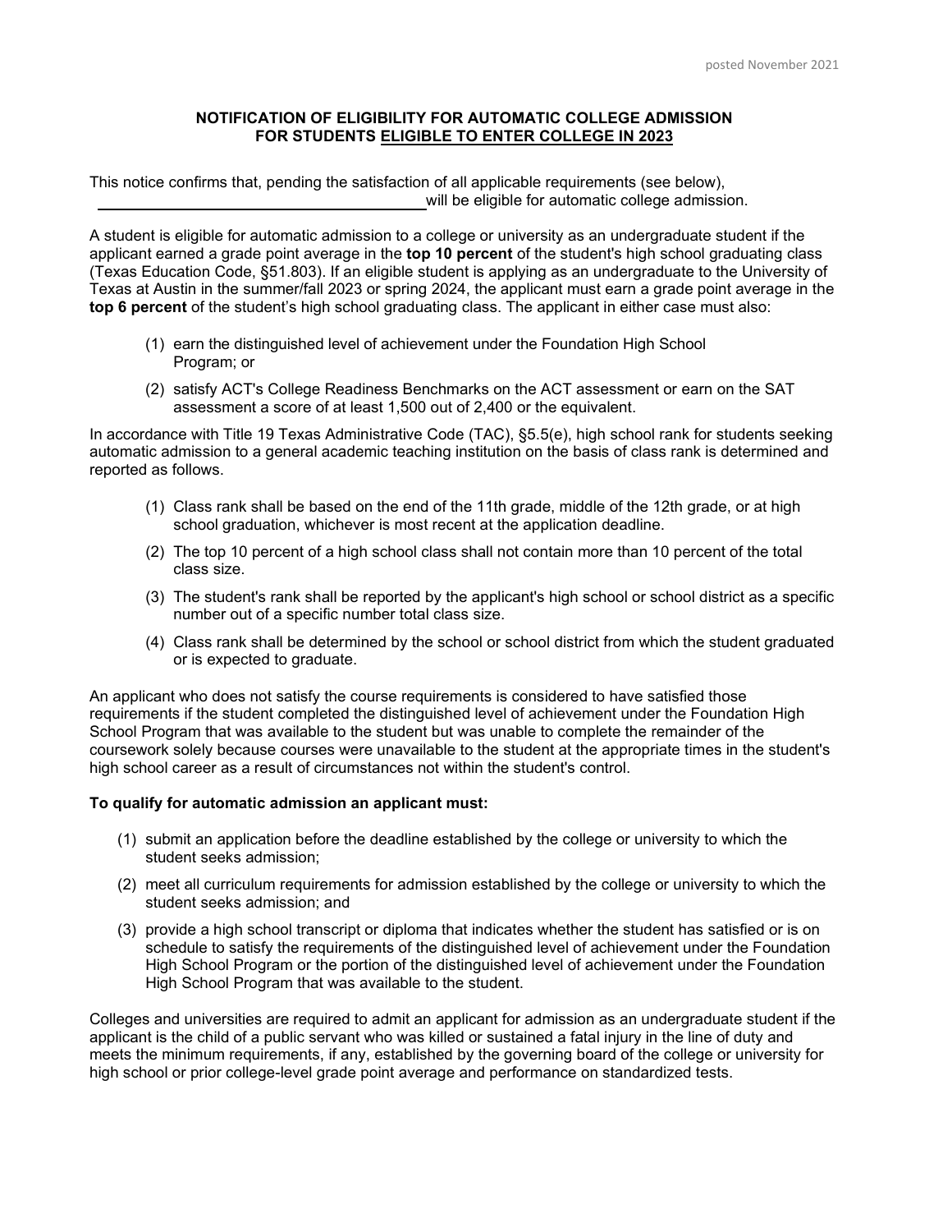posted November 2021

**NOTIFICATION OF ELIGIBILITY FOR AUTOMATIC COLLEGE ADMISSION FOR STUDENTS ELIGIBLE TO ENTER COLLEGE IN 2023**

This notice confirms that, pending the satisfaction of all applicable requirements (see below), ________________________________________ will be eligible for automatic college admission.

A student is eligible for automatic admission to a college or university as an undergraduate student if the applicant earned a grade point average in the **top 10 percent** of the student's high school graduating class (Texas Education Code, §51.803). If an eligible student is applying as an undergraduate to the University of Texas at Austin in the summer/fall 2023 or spring 2024, the applicant must earn a grade point average in the **top 6 percent** of the student's high school graduating class. The applicant in either case must also:

(1) earn the distinguished level of achievement under the Foundation High School Program; or

(2) satisfy ACT's College Readiness Benchmarks on the ACT assessment or earn on the SAT assessment a score of at least 1,500 out of 2,400 or the equivalent.

In accordance with Title 19 Texas Administrative Code (TAC), §5.5(e), high school rank for students seeking automatic admission to a general academic teaching institution on the basis of class rank is determined and reported as follows.

(1) Class rank shall be based on the end of the 11th grade, middle of the 12th grade, or at high school graduation, whichever is most recent at the application deadline.

(2) The top 10 percent of a high school class shall not contain more than 10 percent of the total class size.

(3) The student's rank shall be reported by the applicant's high school or school district as a specific number out of a specific number total class size.

(4) Class rank shall be determined by the school or school district from which the student graduated or is expected to graduate.

An applicant who does not satisfy the course requirements is considered to have satisfied those requirements if the student completed the distinguished level of achievement under the Foundation High School Program that was available to the student but was unable to complete the remainder of the coursework solely because courses were unavailable to the student at the appropriate times in the student's high school career as a result of circumstances not within the student's control.

**To qualify for automatic admission an applicant must:**

(1) submit an application before the deadline established by the college or university to which the student seeks admission;

(2) meet all curriculum requirements for admission established by the college or university to which the student seeks admission; and

(3) provide a high school transcript or diploma that indicates whether the student has satisfied or is on schedule to satisfy the requirements of the distinguished level of achievement under the Foundation High School Program or the portion of the distinguished level of achievement under the Foundation High School Program that was available to the student.

Colleges and universities are required to admit an applicant for admission as an undergraduate student if the applicant is the child of a public servant who was killed or sustained a fatal injury in the line of duty and meets the minimum requirements, if any, established by the governing board of the college or university for high school or prior college-level grade point average and performance on standardized tests.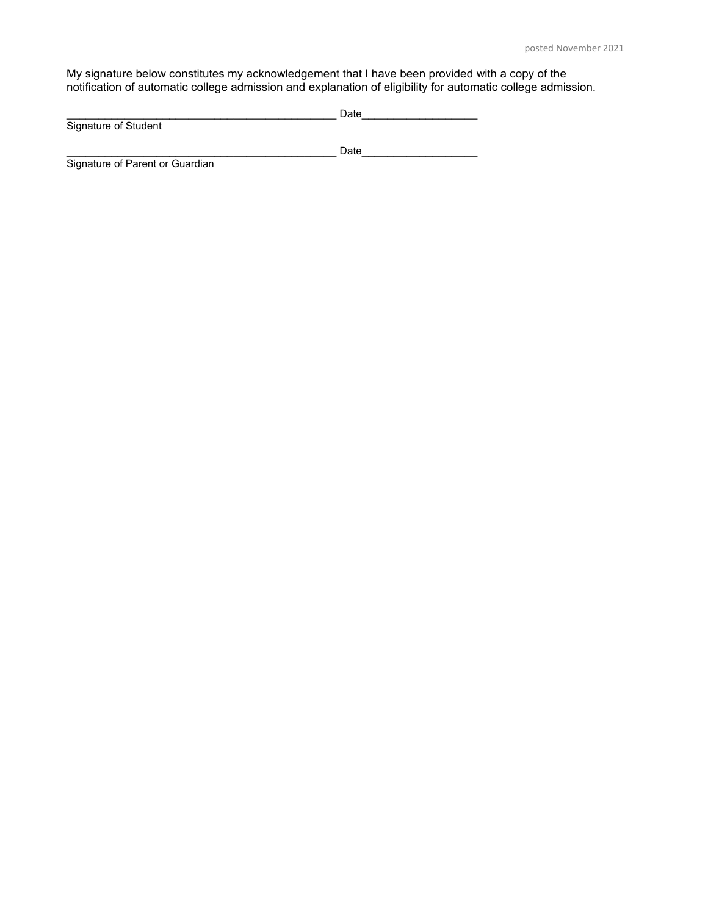My signature below constitutes my acknowledgement that I have been provided with a copy of the notification of automatic college admission and explanation of eligibility for automatic college admission.

_____________________________________________ Date___________________

Signature of Student

_____________________________________________ Date___________________

Signature of Parent or Guardian